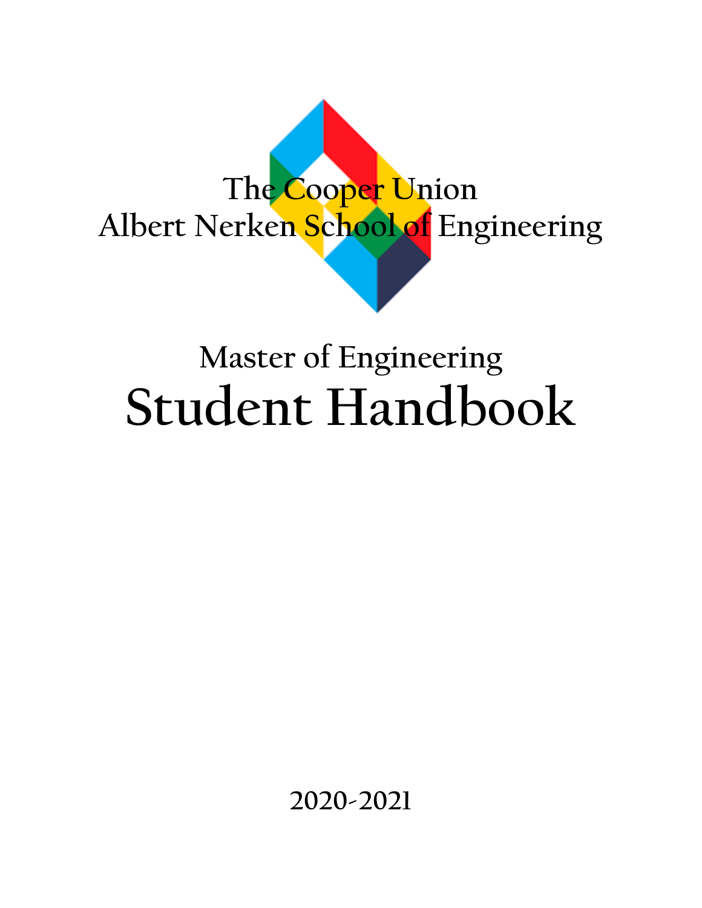The Cooper Union
Albert Nerken School of Engineering

# Master of Engineering
# Student Handbook

2020-2021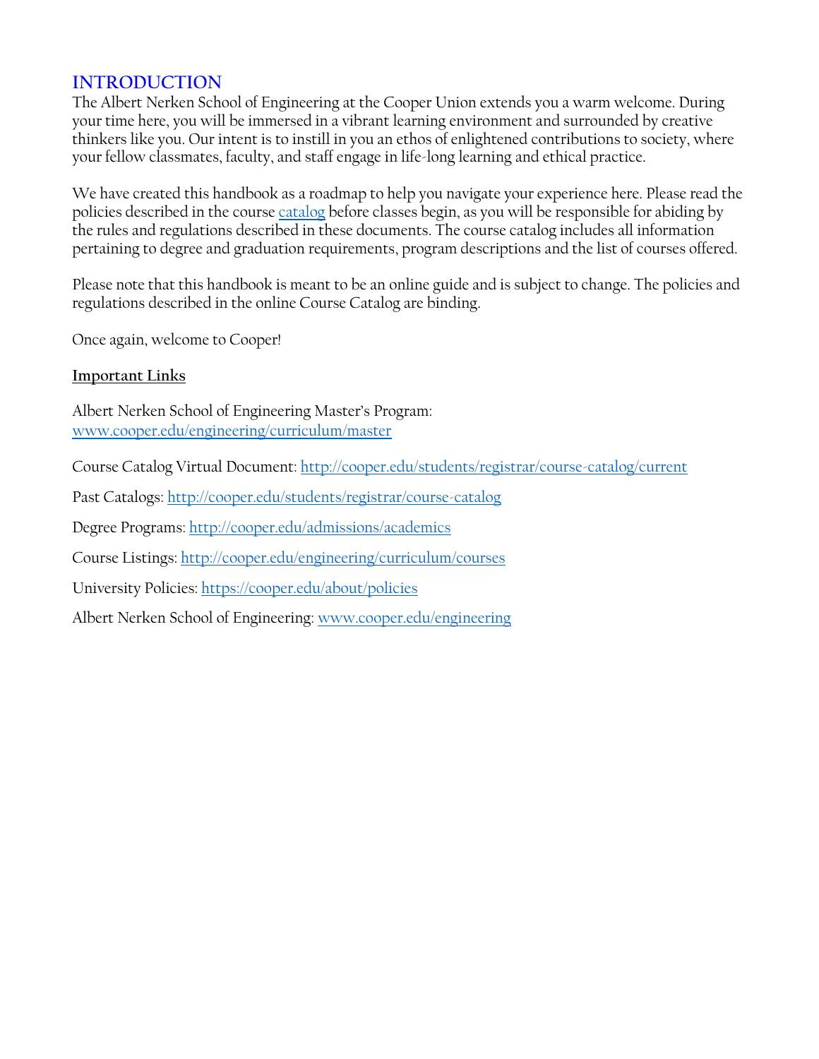# INTRODUCTION

The Albert Nerken School of Engineering at the Cooper Union extends you a warm welcome. During your time here, you will be immersed in a vibrant learning environment and surrounded by creative thinkers like you. Our intent is to instill in you an ethos of enlightened contributions to society, where your fellow classmates, faculty, and staff engage in life-long learning and ethical practice.

We have created this handbook as a roadmap to help you navigate your experience here. Please read the policies described in the course catalog before classes begin, as you will be responsible for abiding by the rules and regulations described in these documents. The course catalog includes all information pertaining to degree and graduation requirements, program descriptions and the list of courses offered.

Please note that this handbook is meant to be an online guide and is subject to change. The policies and regulations described in the online Course Catalog are binding.

Once again, welcome to Cooper!

**Important Links**

Albert Nerken School of Engineering Master's Program: www.cooper.edu/engineering/curriculum/master

Course Catalog Virtual Document: http://cooper.edu/students/registrar/course-catalog/current

Past Catalogs: http://cooper.edu/students/registrar/course-catalog

Degree Programs: http://cooper.edu/admissions/academics

Course Listings: http://cooper.edu/engineering/curriculum/courses

University Policies: https://cooper.edu/about/policies

Albert Nerken School of Engineering: www.cooper.edu/engineering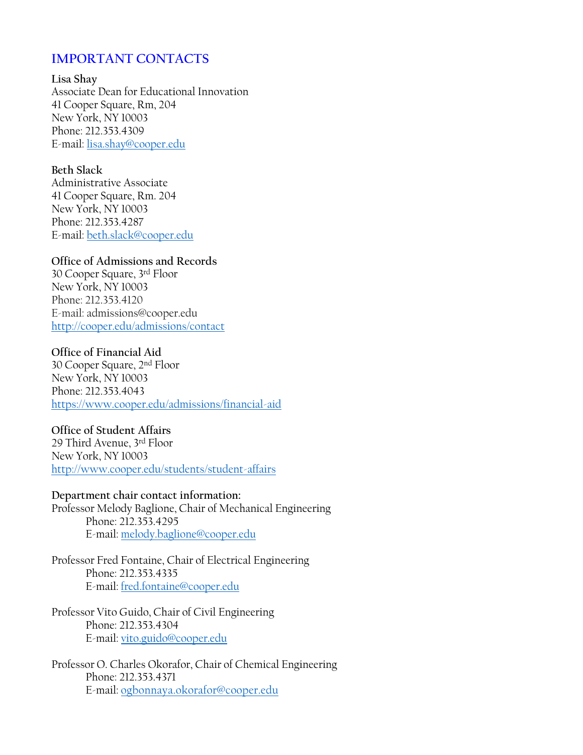## IMPORTANT CONTACTS

**Lisa Shay**
Associate Dean for Educational Innovation
41 Cooper Square, Rm, 204
New York, NY 10003
Phone: 212.353.4309
E-mail: lisa.shay@cooper.edu

**Beth Slack**
Administrative Associate
41 Cooper Square, Rm. 204
New York, NY 10003
Phone: 212.353.4287
E-mail: beth.slack@cooper.edu

**Office of Admissions and Records**
30 Cooper Square, 3rd Floor
New York, NY 10003
Phone: 212.353.4120
E-mail: admissions@cooper.edu
http://cooper.edu/admissions/contact

**Office of Financial Aid**
30 Cooper Square, 2nd Floor
New York, NY 10003
Phone: 212.353.4043
https://www.cooper.edu/admissions/financial-aid

**Office of Student Affairs**
29 Third Avenue, 3rd Floor
New York, NY 10003
http://www.cooper.edu/students/student-affairs

**Department chair contact information:**

Professor Melody Baglione, Chair of Mechanical Engineering
  Phone: 212.353.4295
  E-mail: melody.baglione@cooper.edu

Professor Fred Fontaine, Chair of Electrical Engineering
  Phone: 212.353.4335
  E-mail: fred.fontaine@cooper.edu

Professor Vito Guido, Chair of Civil Engineering
  Phone: 212.353.4304
  E-mail: vito.guido@cooper.edu

Professor O. Charles Okorafor, Chair of Chemical Engineering
  Phone: 212.353.4371
  E-mail: ogbonnaya.okorafor@cooper.edu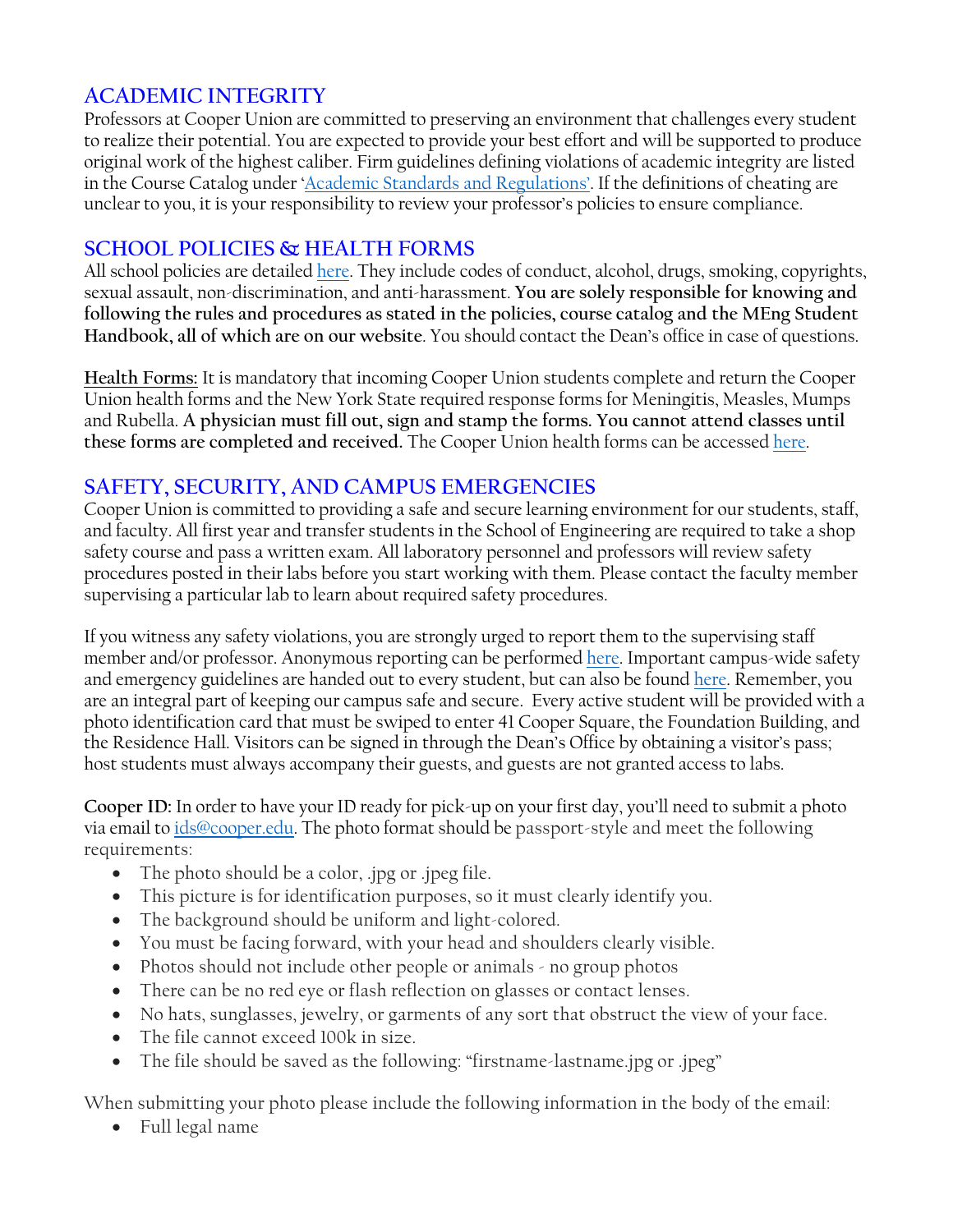## ACADEMIC INTEGRITY

Professors at Cooper Union are committed to preserving an environment that challenges every student to realize their potential. You are expected to provide your best effort and will be supported to produce original work of the highest caliber. Firm guidelines defining violations of academic integrity are listed in the Course Catalog under '[Academic Standards and Regulations](#)'. If the definitions of cheating are unclear to you, it is your responsibility to review your professor's policies to ensure compliance.

## SCHOOL POLICIES & HEALTH FORMS

All school policies are detailed [here](#). They include codes of conduct, alcohol, drugs, smoking, copyrights, sexual assault, non-discrimination, and anti-harassment. **You are solely responsible for knowing and following the rules and procedures as stated in the policies, course catalog and the MEng Student Handbook, all of which are on our website**. You should contact the Dean's office in case of questions.

**Health Forms:** It is mandatory that incoming Cooper Union students complete and return the Cooper Union health forms and the New York State required response forms for Meningitis, Measles, Mumps and Rubella. **A physician must fill out, sign and stamp the forms. You cannot attend classes until these forms are completed and received.** The Cooper Union health forms can be accessed [here](#).

## SAFETY, SECURITY, AND CAMPUS EMERGENCIES

Cooper Union is committed to providing a safe and secure learning environment for our students, staff, and faculty. All first year and transfer students in the School of Engineering are required to take a shop safety course and pass a written exam. All laboratory personnel and professors will review safety procedures posted in their labs before you start working with them. Please contact the faculty member supervising a particular lab to learn about required safety procedures.

If you witness any safety violations, you are strongly urged to report them to the supervising staff member and/or professor. Anonymous reporting can be performed [here](#). Important campus-wide safety and emergency guidelines are handed out to every student, but can also be found [here](#). Remember, you are an integral part of keeping our campus safe and secure. Every active student will be provided with a photo identification card that must be swiped to enter 41 Cooper Square, the Foundation Building, and the Residence Hall. Visitors can be signed in through the Dean's Office by obtaining a visitor's pass; host students must always accompany their guests, and guests are not granted access to labs.

**Cooper ID:** In order to have your ID ready for pick-up on your first day, you'll need to submit a photo via email to [ids@cooper.edu](mailto:ids@cooper.edu). The photo format should be passport-style and meet the following requirements:

- The photo should be a color, .jpg or .jpeg file.
- This picture is for identification purposes, so it must clearly identify you.
- The background should be uniform and light-colored.
- You must be facing forward, with your head and shoulders clearly visible.
- Photos should not include other people or animals - no group photos
- There can be no red eye or flash reflection on glasses or contact lenses.
- No hats, sunglasses, jewelry, or garments of any sort that obstruct the view of your face.
- The file cannot exceed 100k in size.
- The file should be saved as the following: "firstname-lastname.jpg or .jpeg"

When submitting your photo please include the following information in the body of the email:

- Full legal name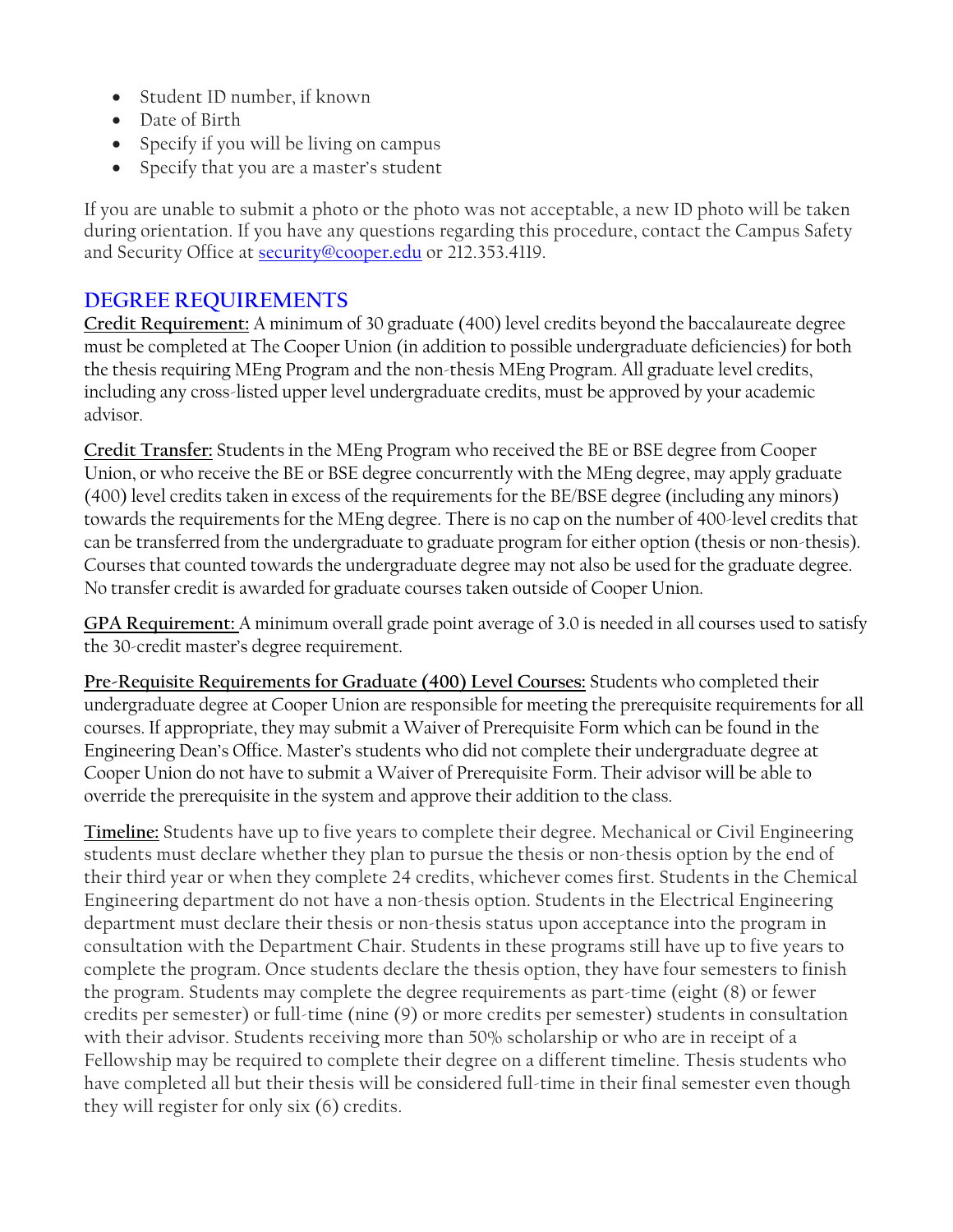- Student ID number, if known
- Date of Birth
- Specify if you will be living on campus
- Specify that you are a master's student

If you are unable to submit a photo or the photo was not acceptable, a new ID photo will be taken during orientation. If you have any questions regarding this procedure, contact the Campus Safety and Security Office at security@cooper.edu or 212.353.4119.

## DEGREE REQUIREMENTS

**Credit Requirement:** A minimum of 30 graduate (400) level credits beyond the baccalaureate degree must be completed at The Cooper Union (in addition to possible undergraduate deficiencies) for both the thesis requiring MEng Program and the non-thesis MEng Program. All graduate level credits, including any cross-listed upper level undergraduate credits, must be approved by your academic advisor.

**Credit Transfer:** Students in the MEng Program who received the BE or BSE degree from Cooper Union, or who receive the BE or BSE degree concurrently with the MEng degree, may apply graduate (400) level credits taken in excess of the requirements for the BE/BSE degree (including any minors) towards the requirements for the MEng degree. There is no cap on the number of 400-level credits that can be transferred from the undergraduate to graduate program for either option (thesis or non-thesis). Courses that counted towards the undergraduate degree may not also be used for the graduate degree. No transfer credit is awarded for graduate courses taken outside of Cooper Union.

**GPA Requirement:** A minimum overall grade point average of 3.0 is needed in all courses used to satisfy the 30-credit master's degree requirement.

**Pre-Requisite Requirements for Graduate (400) Level Courses:** Students who completed their undergraduate degree at Cooper Union are responsible for meeting the prerequisite requirements for all courses. If appropriate, they may submit a Waiver of Prerequisite Form which can be found in the Engineering Dean's Office. Master's students who did not complete their undergraduate degree at Cooper Union do not have to submit a Waiver of Prerequisite Form. Their advisor will be able to override the prerequisite in the system and approve their addition to the class.

**Timeline:** Students have up to five years to complete their degree. Mechanical or Civil Engineering students must declare whether they plan to pursue the thesis or non-thesis option by the end of their third year or when they complete 24 credits, whichever comes first. Students in the Chemical Engineering department do not have a non-thesis option. Students in the Electrical Engineering department must declare their thesis or non-thesis status upon acceptance into the program in consultation with the Department Chair. Students in these programs still have up to five years to complete the program. Once students declare the thesis option, they have four semesters to finish the program. Students may complete the degree requirements as part-time (eight (8) or fewer credits per semester) or full-time (nine (9) or more credits per semester) students in consultation with their advisor. Students receiving more than 50% scholarship or who are in receipt of a Fellowship may be required to complete their degree on a different timeline. Thesis students who have completed all but their thesis will be considered full-time in their final semester even though they will register for only six (6) credits.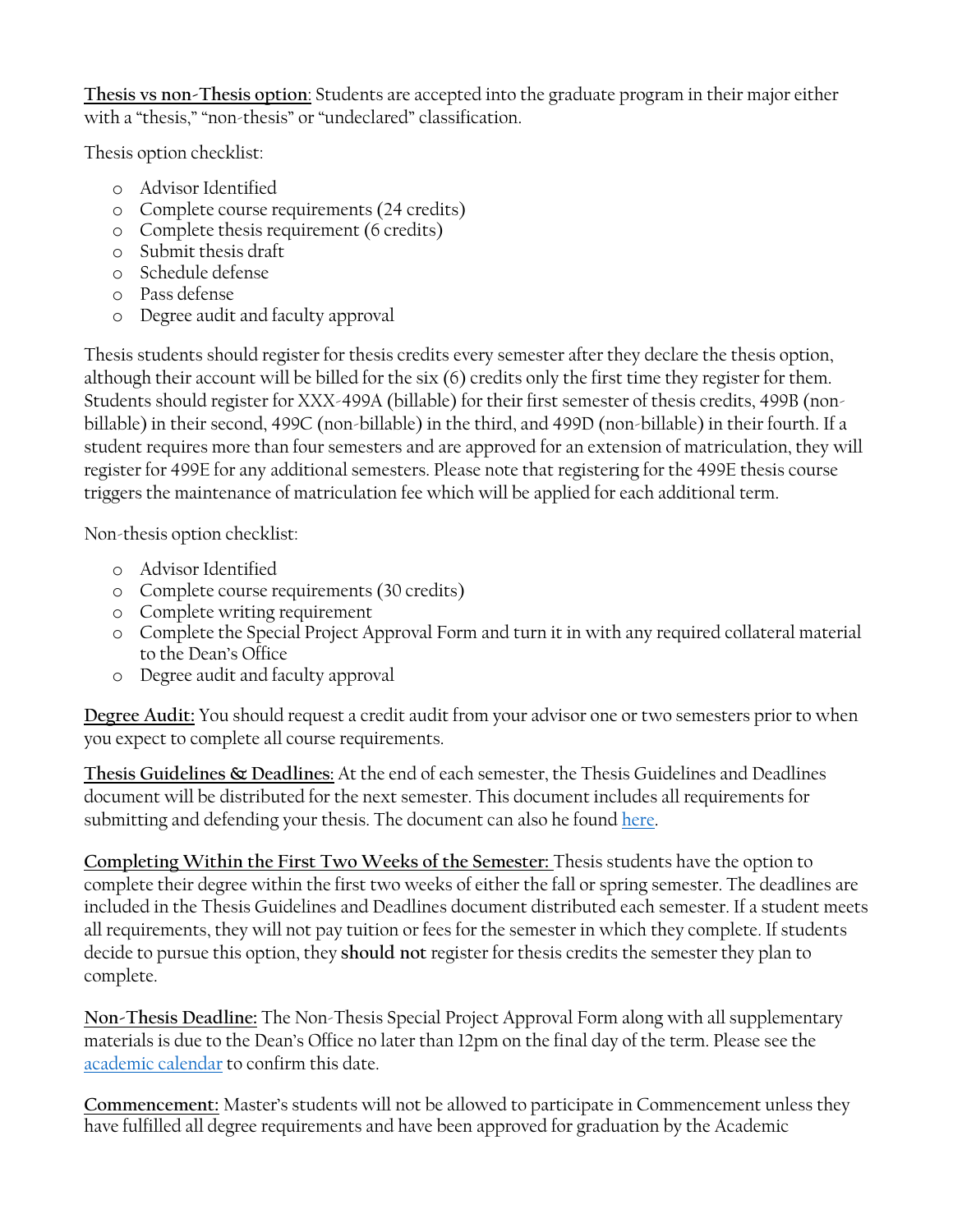**Thesis vs non-Thesis option**: Students are accepted into the graduate program in their major either with a "thesis," "non-thesis" or "undeclared" classification.

Thesis option checklist:

- Advisor Identified
- Complete course requirements (24 credits)
- Complete thesis requirement (6 credits)
- Submit thesis draft
- Schedule defense
- Pass defense
- Degree audit and faculty approval

Thesis students should register for thesis credits every semester after they declare the thesis option, although their account will be billed for the six (6) credits only the first time they register for them. Students should register for XXX-499A (billable) for their first semester of thesis credits, 499B (non-billable) in their second, 499C (non-billable) in the third, and 499D (non-billable) in their fourth. If a student requires more than four semesters and are approved for an extension of matriculation, they will register for 499E for any additional semesters. Please note that registering for the 499E thesis course triggers the maintenance of matriculation fee which will be applied for each additional term.

Non-thesis option checklist:

- Advisor Identified
- Complete course requirements (30 credits)
- Complete writing requirement
- Complete the Special Project Approval Form and turn it in with any required collateral material to the Dean's Office
- Degree audit and faculty approval

**Degree Audit:** You should request a credit audit from your advisor one or two semesters prior to when you expect to complete all course requirements.

**Thesis Guidelines & Deadlines:** At the end of each semester, the Thesis Guidelines and Deadlines document will be distributed for the next semester. This document includes all requirements for submitting and defending your thesis. The document can also he found here.

**Completing Within the First Two Weeks of the Semester:** Thesis students have the option to complete their degree within the first two weeks of either the fall or spring semester. The deadlines are included in the Thesis Guidelines and Deadlines document distributed each semester. If a student meets all requirements, they will not pay tuition or fees for the semester in which they complete. If students decide to pursue this option, they **should not** register for thesis credits the semester they plan to complete.

**Non-Thesis Deadline:** The Non-Thesis Special Project Approval Form along with all supplementary materials is due to the Dean's Office no later than 12pm on the final day of the term. Please see the academic calendar to confirm this date.

**Commencement:** Master's students will not be allowed to participate in Commencement unless they have fulfilled all degree requirements and have been approved for graduation by the Academic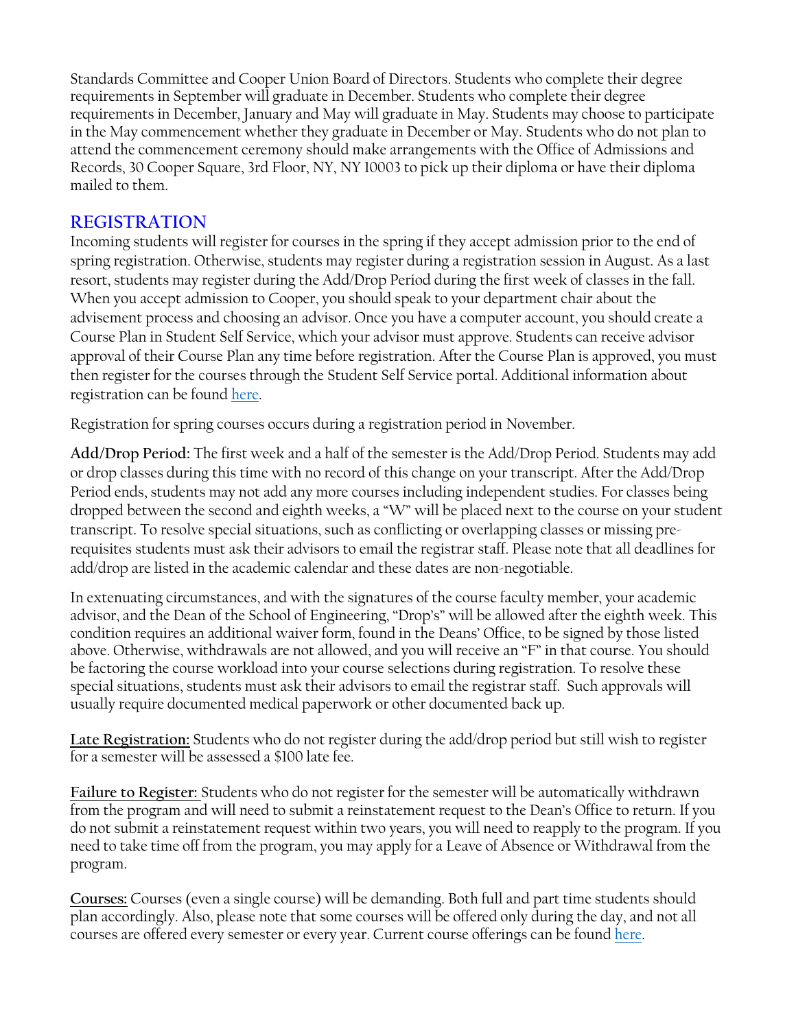Standards Committee and Cooper Union Board of Directors. Students who complete their degree requirements in September will graduate in December. Students who complete their degree requirements in December, January and May will graduate in May. Students may choose to participate in the May commencement whether they graduate in December or May. Students who do not plan to attend the commencement ceremony should make arrangements with the Office of Admissions and Records, 30 Cooper Square, 3rd Floor, NY, NY 10003 to pick up their diploma or have their diploma mailed to them.

## REGISTRATION

Incoming students will register for courses in the spring if they accept admission prior to the end of spring registration. Otherwise, students may register during a registration session in August. As a last resort, students may register during the Add/Drop Period during the first week of classes in the fall. When you accept admission to Cooper, you should speak to your department chair about the advisement process and choosing an advisor. Once you have a computer account, you should create a Course Plan in Student Self Service, which your advisor must approve. Students can receive advisor approval of their Course Plan any time before registration. After the Course Plan is approved, you must then register for the courses through the Student Self Service portal. Additional information about registration can be found here.

Registration for spring courses occurs during a registration period in November.

**Add/Drop Period:** The first week and a half of the semester is the Add/Drop Period. Students may add or drop classes during this time with no record of this change on your transcript. After the Add/Drop Period ends, students may not add any more courses including independent studies. For classes being dropped between the second and eighth weeks, a "W" will be placed next to the course on your student transcript. To resolve special situations, such as conflicting or overlapping classes or missing pre-requisites students must ask their advisors to email the registrar staff. Please note that all deadlines for add/drop are listed in the academic calendar and these dates are non-negotiable.

In extenuating circumstances, and with the signatures of the course faculty member, your academic advisor, and the Dean of the School of Engineering, "Drop's" will be allowed after the eighth week. This condition requires an additional waiver form, found in the Deans' Office, to be signed by those listed above. Otherwise, withdrawals are not allowed, and you will receive an "F" in that course. You should be factoring the course workload into your course selections during registration. To resolve these special situations, students must ask their advisors to email the registrar staff. Such approvals will usually require documented medical paperwork or other documented back up.

**Late Registration:** Students who do not register during the add/drop period but still wish to register for a semester will be assessed a $100 late fee.

**Failure to Register:** Students who do not register for the semester will be automatically withdrawn from the program and will need to submit a reinstatement request to the Dean's Office to return. If you do not submit a reinstatement request within two years, you will need to reapply to the program. If you need to take time off from the program, you may apply for a Leave of Absence or Withdrawal from the program.

**Courses:** Courses (even a single course) will be demanding. Both full and part time students should plan accordingly. Also, please note that some courses will be offered only during the day, and not all courses are offered every semester or every year. Current course offerings can be found here.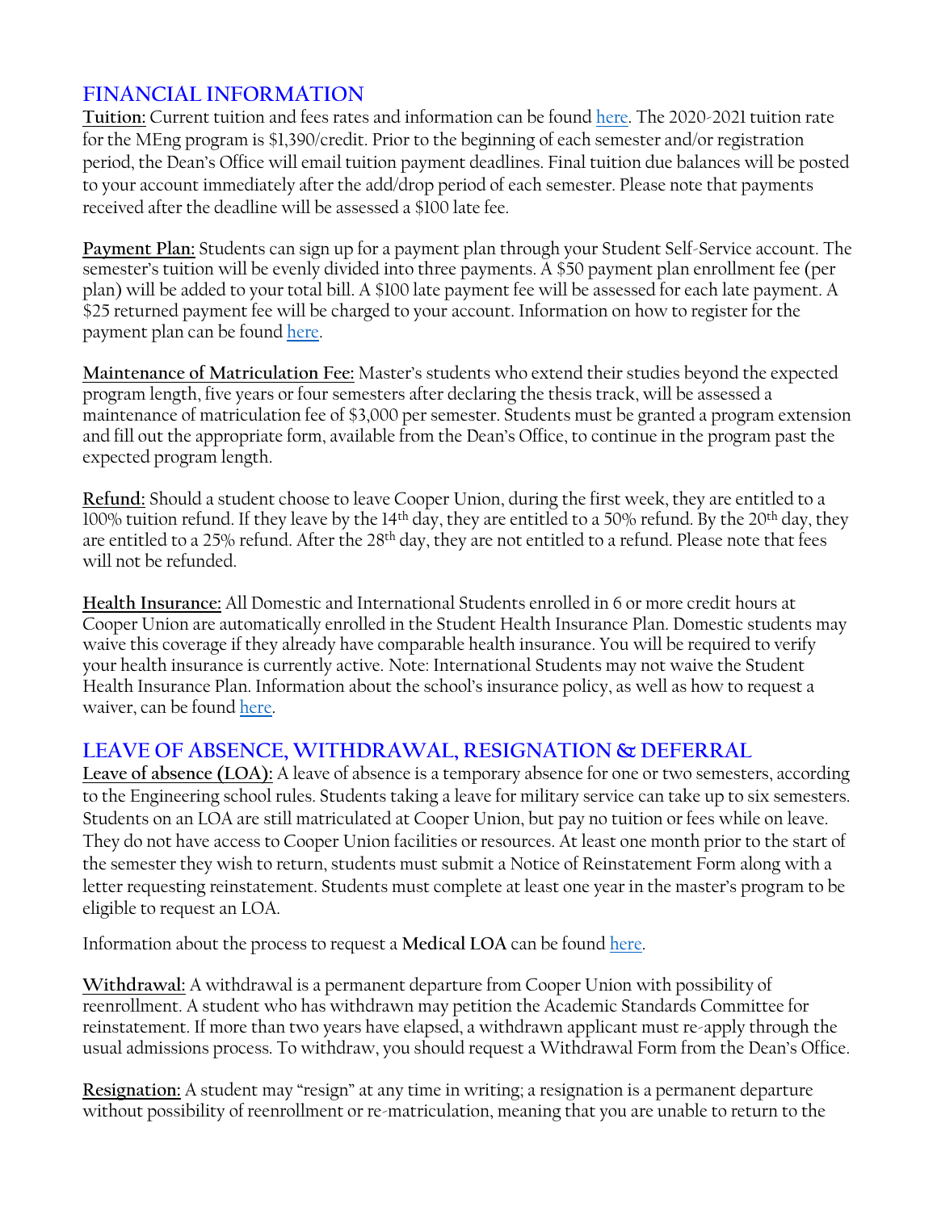## FINANCIAL INFORMATION

**Tuition:** Current tuition and fees rates and information can be found here. The 2020-2021 tuition rate for the MEng program is $1,390/credit. Prior to the beginning of each semester and/or registration period, the Dean's Office will email tuition payment deadlines. Final tuition due balances will be posted to your account immediately after the add/drop period of each semester. Please note that payments received after the deadline will be assessed a $100 late fee.

**Payment Plan:** Students can sign up for a payment plan through your Student Self-Service account. The semester's tuition will be evenly divided into three payments. A $50 payment plan enrollment fee (per plan) will be added to your total bill. A $100 late payment fee will be assessed for each late payment. A $25 returned payment fee will be charged to your account. Information on how to register for the payment plan can be found here.

**Maintenance of Matriculation Fee:** Master's students who extend their studies beyond the expected program length, five years or four semesters after declaring the thesis track, will be assessed a maintenance of matriculation fee of $3,000 per semester. Students must be granted a program extension and fill out the appropriate form, available from the Dean's Office, to continue in the program past the expected program length.

**Refund:** Should a student choose to leave Cooper Union, during the first week, they are entitled to a 100% tuition refund. If they leave by the 14th day, they are entitled to a 50% refund. By the 20th day, they are entitled to a 25% refund. After the 28th day, they are not entitled to a refund. Please note that fees will not be refunded.

**Health Insurance:** All Domestic and International Students enrolled in 6 or more credit hours at Cooper Union are automatically enrolled in the Student Health Insurance Plan. Domestic students may waive this coverage if they already have comparable health insurance. You will be required to verify your health insurance is currently active. Note: International Students may not waive the Student Health Insurance Plan. Information about the school's insurance policy, as well as how to request a waiver, can be found here.

## LEAVE OF ABSENCE, WITHDRAWAL, RESIGNATION & DEFERRAL

**Leave of absence (LOA):** A leave of absence is a temporary absence for one or two semesters, according to the Engineering school rules. Students taking a leave for military service can take up to six semesters. Students on an LOA are still matriculated at Cooper Union, but pay no tuition or fees while on leave. They do not have access to Cooper Union facilities or resources. At least one month prior to the start of the semester they wish to return, students must submit a Notice of Reinstatement Form along with a letter requesting reinstatement. Students must complete at least one year in the master's program to be eligible to request an LOA.

Information about the process to request a **Medical LOA** can be found here.

**Withdrawal:** A withdrawal is a permanent departure from Cooper Union with possibility of reenrollment. A student who has withdrawn may petition the Academic Standards Committee for reinstatement. If more than two years have elapsed, a withdrawn applicant must re-apply through the usual admissions process. To withdraw, you should request a Withdrawal Form from the Dean's Office.

**Resignation:** A student may "resign" at any time in writing; a resignation is a permanent departure without possibility of reenrollment or re-matriculation, meaning that you are unable to return to the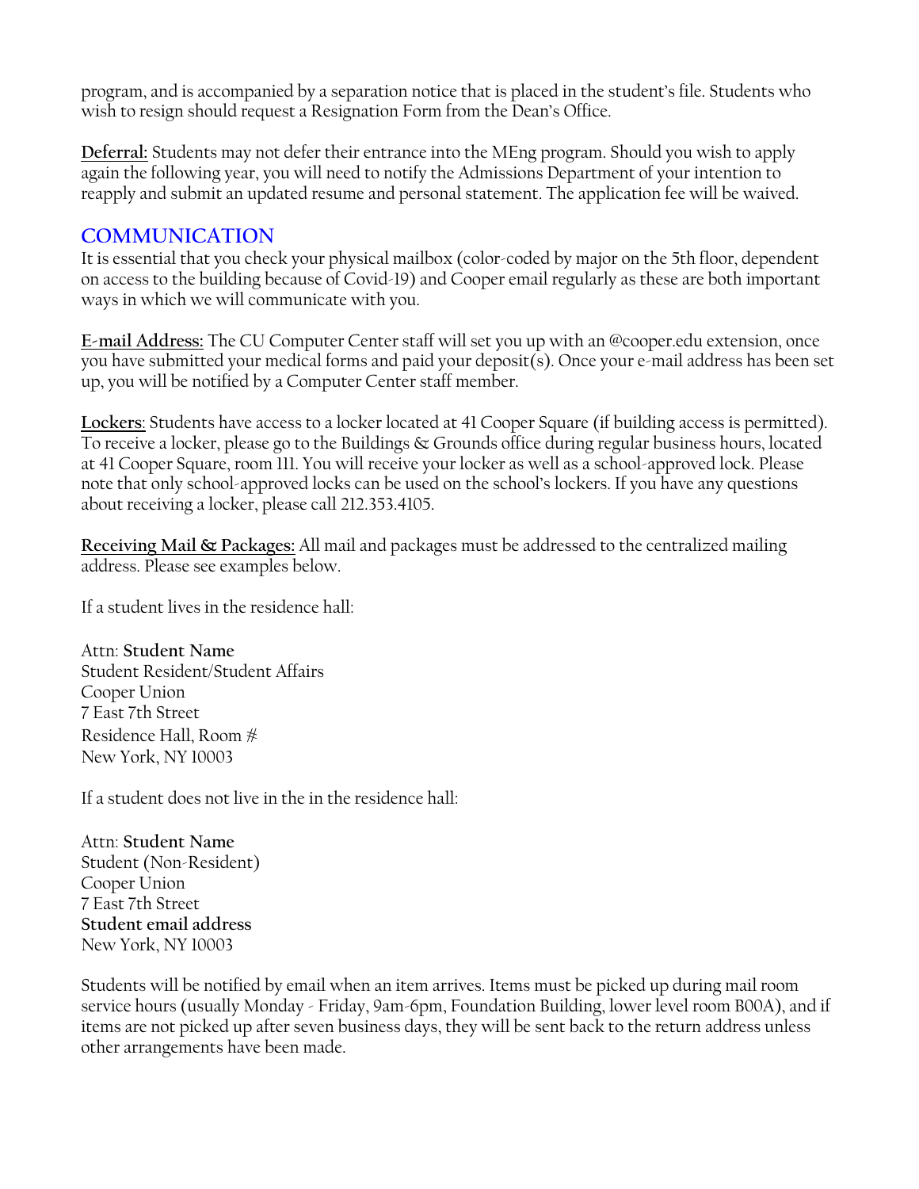program, and is accompanied by a separation notice that is placed in the student's file. Students who wish to resign should request a Resignation Form from the Dean's Office.

**Deferral:** Students may not defer their entrance into the MEng program. Should you wish to apply again the following year, you will need to notify the Admissions Department of your intention to reapply and submit an updated resume and personal statement. The application fee will be waived.

## COMMUNICATION

It is essential that you check your physical mailbox (color-coded by major on the 5th floor, dependent on access to the building because of Covid-19) and Cooper email regularly as these are both important ways in which we will communicate with you.

**E-mail Address:** The CU Computer Center staff will set you up with an @cooper.edu extension, once you have submitted your medical forms and paid your deposit(s). Once your e-mail address has been set up, you will be notified by a Computer Center staff member.

**Lockers:** Students have access to a locker located at 41 Cooper Square (if building access is permitted). To receive a locker, please go to the Buildings & Grounds office during regular business hours, located at 41 Cooper Square, room 111. You will receive your locker as well as a school-approved lock. Please note that only school-approved locks can be used on the school's lockers. If you have any questions about receiving a locker, please call 212.353.4105.

**Receiving Mail & Packages:** All mail and packages must be addressed to the centralized mailing address. Please see examples below.

If a student lives in the residence hall:

Attn: **Student Name**
Student Resident/Student Affairs
Cooper Union
7 East 7th Street
Residence Hall, Room #
New York, NY 10003

If a student does not live in the in the residence hall:

Attn: **Student Name**
Student (Non-Resident)
Cooper Union
7 East 7th Street
**Student email address**
New York, NY 10003

Students will be notified by email when an item arrives. Items must be picked up during mail room service hours (usually Monday - Friday, 9am-6pm, Foundation Building, lower level room B00A), and if items are not picked up after seven business days, they will be sent back to the return address unless other arrangements have been made.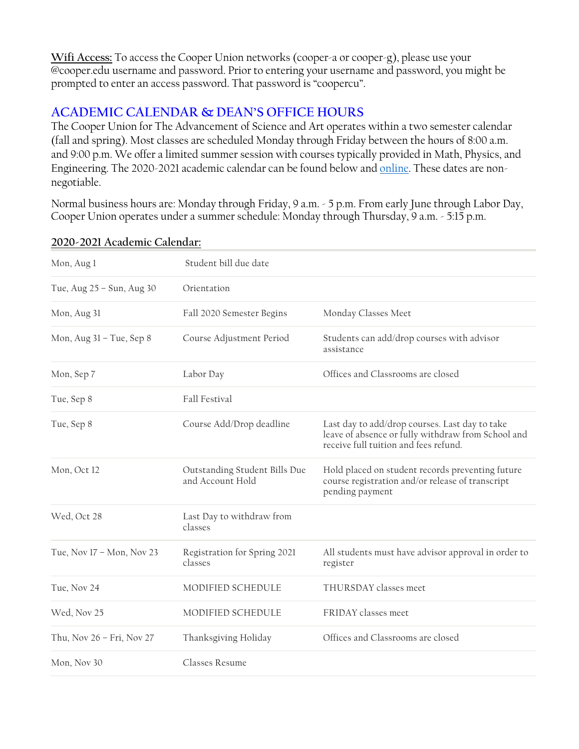**Wifi Access:** To access the Cooper Union networks (cooper-a or cooper-g), please use your @cooper.edu username and password. Prior to entering your username and password, you might be prompted to enter an access password. That password is "coopercu".

## ACADEMIC CALENDAR & DEAN'S OFFICE HOURS

The Cooper Union for The Advancement of Science and Art operates within a two semester calendar (fall and spring). Most classes are scheduled Monday through Friday between the hours of 8:00 a.m. and 9:00 p.m. We offer a limited summer session with courses typically provided in Math, Physics, and Engineering. The 2020-2021 academic calendar can be found below and online. These dates are non-negotiable.

Normal business hours are: Monday through Friday, 9 a.m. - 5 p.m. From early June through Labor Day, Cooper Union operates under a summer schedule: Monday through Thursday, 9 a.m. - 5:15 p.m.

**2020-2021 Academic Calendar:**

| | | |
|---|---|---|
| Mon, Aug 1 | Student bill due date | |
| Tue, Aug 25 – Sun, Aug 30 | Orientation | |
| Mon, Aug 31 | Fall 2020 Semester Begins | Monday Classes Meet |
| Mon, Aug 31 – Tue, Sep 8 | Course Adjustment Period | Students can add/drop courses with advisor assistance |
| Mon, Sep 7 | Labor Day | Offices and Classrooms are closed |
| Tue, Sep 8 | Fall Festival | |
| Tue, Sep 8 | Course Add/Drop deadline | Last day to add/drop courses. Last day to take leave of absence or fully withdraw from School and receive full tuition and fees refund. |
| Mon, Oct 12 | Outstanding Student Bills Due and Account Hold | Hold placed on student records preventing future course registration and/or release of transcript pending payment |
| Wed, Oct 28 | Last Day to withdraw from classes | |
| Tue, Nov 17 – Mon, Nov 23 | Registration for Spring 2021 classes | All students must have advisor approval in order to register |
| Tue, Nov 24 | MODIFIED SCHEDULE | THURSDAY classes meet |
| Wed, Nov 25 | MODIFIED SCHEDULE | FRIDAY classes meet |
| Thu, Nov 26 – Fri, Nov 27 | Thanksgiving Holiday | Offices and Classrooms are closed |
| Mon, Nov 30 | Classes Resume | |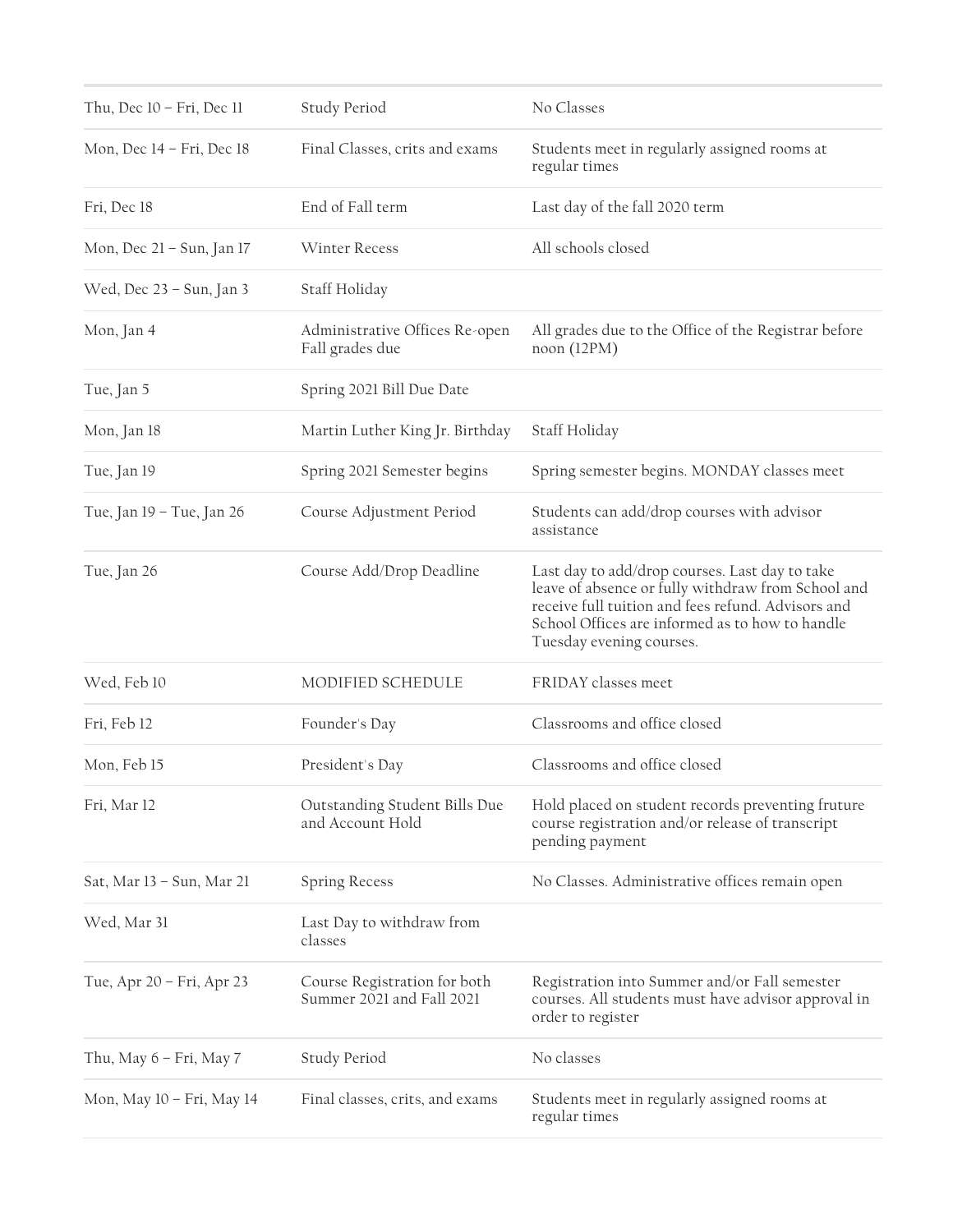| | | |
|---|---|---|
| Thu, Dec 10 – Fri, Dec 11 | Study Period | No Classes |
| Mon, Dec 14 – Fri, Dec 18 | Final Classes, crits and exams | Students meet in regularly assigned rooms at regular times |
| Fri, Dec 18 | End of Fall term | Last day of the fall 2020 term |
| Mon, Dec 21 – Sun, Jan 17 | Winter Recess | All schools closed |
| Wed, Dec 23 – Sun, Jan 3 | Staff Holiday | |
| Mon, Jan 4 | Administrative Offices Re-open Fall grades due | All grades due to the Office of the Registrar before noon (12PM) |
| Tue, Jan 5 | Spring 2021 Bill Due Date | |
| Mon, Jan 18 | Martin Luther King Jr. Birthday | Staff Holiday |
| Tue, Jan 19 | Spring 2021 Semester begins | Spring semester begins. MONDAY classes meet |
| Tue, Jan 19 – Tue, Jan 26 | Course Adjustment Period | Students can add/drop courses with advisor assistance |
| Tue, Jan 26 | Course Add/Drop Deadline | Last day to add/drop courses. Last day to take leave of absence or fully withdraw from School and receive full tuition and fees refund. Advisors and School Offices are informed as to how to handle Tuesday evening courses. |
| Wed, Feb 10 | MODIFIED SCHEDULE | FRIDAY classes meet |
| Fri, Feb 12 | Founder's Day | Classrooms and office closed |
| Mon, Feb 15 | President's Day | Classrooms and office closed |
| Fri, Mar 12 | Outstanding Student Bills Due and Account Hold | Hold placed on student records preventing fruture course registration and/or release of transcript pending payment |
| Sat, Mar 13 – Sun, Mar 21 | Spring Recess | No Classes. Administrative offices remain open |
| Wed, Mar 31 | Last Day to withdraw from classes | |
| Tue, Apr 20 – Fri, Apr 23 | Course Registration for both Summer 2021 and Fall 2021 | Registration into Summer and/or Fall semester courses. All students must have advisor approval in order to register |
| Thu, May 6 – Fri, May 7 | Study Period | No classes |
| Mon, May 10 – Fri, May 14 | Final classes, crits, and exams | Students meet in regularly assigned rooms at regular times |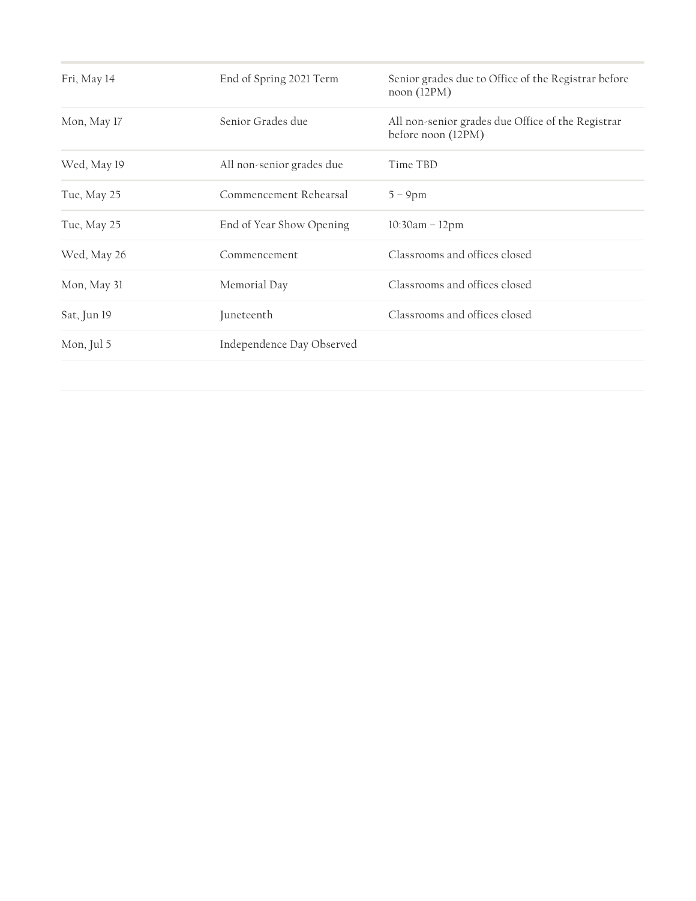| | | |
|---|---|---|
| Fri, May 14 | End of Spring 2021 Term | Senior grades due to Office of the Registrar before noon (12PM) |
| Mon, May 17 | Senior Grades due | All non-senior grades due Office of the Registrar before noon (12PM) |
| Wed, May 19 | All non-senior grades due | Time TBD |
| Tue, May 25 | Commencement Rehearsal | 5 – 9pm |
| Tue, May 25 | End of Year Show Opening | 10:30am – 12pm |
| Wed, May 26 | Commencement | Classrooms and offices closed |
| Mon, May 31 | Memorial Day | Classrooms and offices closed |
| Sat, Jun 19 | Juneteenth | Classrooms and offices closed |
| Mon, Jul 5 | Independence Day Observed | |